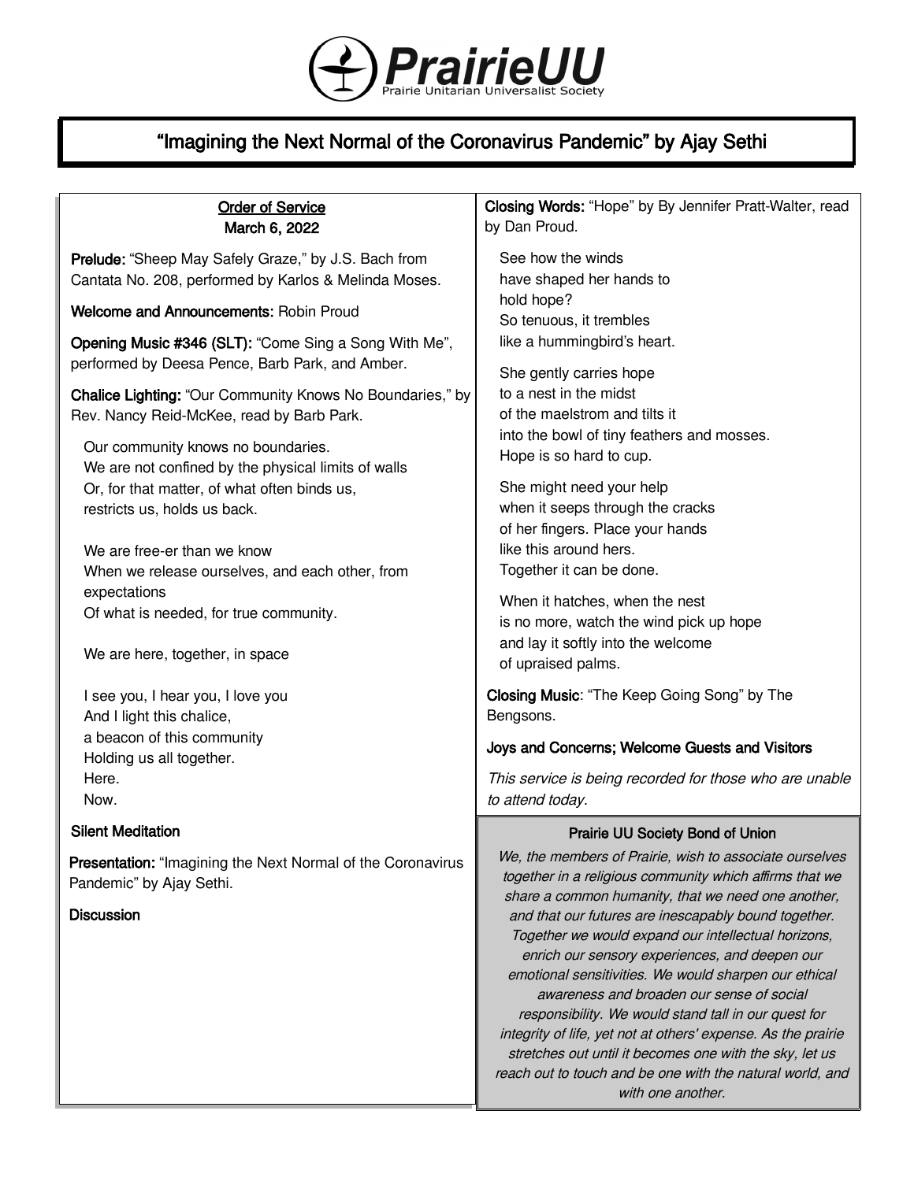# PrairieUU

Prairie Unitarian Universalist Society

## "Imagining the Next Normal of the Coronavirus Pandemic" by Ajay Sethi

**Order of Service**
**March 6, 2022**

**Prelude:** "Sheep May Safely Graze," by J.S. Bach from Cantata No. 208, performed by Karlos & Melinda Moses.

**Welcome and Announcements:** Robin Proud

**Opening Music #346 (SLT):** "Come Sing a Song With Me", performed by Deesa Pence, Barb Park, and Amber.

**Chalice Lighting:** "Our Community Knows No Boundaries," by Rev. Nancy Reid-McKee, read by Barb Park.

Our community knows no boundaries.
We are not confined by the physical limits of walls
Or, for that matter, of what often binds us,
restricts us, holds us back.

We are free-er than we know
When we release ourselves, and each other, from expectations
Of what is needed, for true community.

We are here, together, in space

I see you, I hear you, I love you
And I light this chalice,
a beacon of this community
Holding us all together.
Here.
Now.

**Silent Meditation**

**Presentation:** "Imagining the Next Normal of the Coronavirus Pandemic" by Ajay Sethi.

**Discussion**

**Closing Words:** "Hope" by By Jennifer Pratt-Walter, read by Dan Proud.

See how the winds
have shaped her hands to
hold hope?
So tenuous, it trembles
like a hummingbird's heart.

She gently carries hope
to a nest in the midst
of the maelstrom and tilts it
into the bowl of tiny feathers and mosses.
Hope is so hard to cup.

She might need your help
when it seeps through the cracks
of her fingers. Place your hands
like this around hers.
Together it can be done.

When it hatches, when the nest
is no more, watch the wind pick up hope
and lay it softly into the welcome
of upraised palms.

**Closing Music**: "The Keep Going Song" by The Bengsons.

**Joys and Concerns; Welcome Guests and Visitors**

*This service is being recorded for those who are unable to attend today.*

**Prairie UU Society Bond of Union**

*We, the members of Prairie, wish to associate ourselves together in a religious community which affirms that we share a common humanity, that we need one another, and that our futures are inescapably bound together. Together we would expand our intellectual horizons, enrich our sensory experiences, and deepen our emotional sensitivities. We would sharpen our ethical awareness and broaden our sense of social responsibility. We would stand tall in our quest for integrity of life, yet not at others' expense. As the prairie stretches out until it becomes one with the sky, let us reach out to touch and be one with the natural world, and with one another.*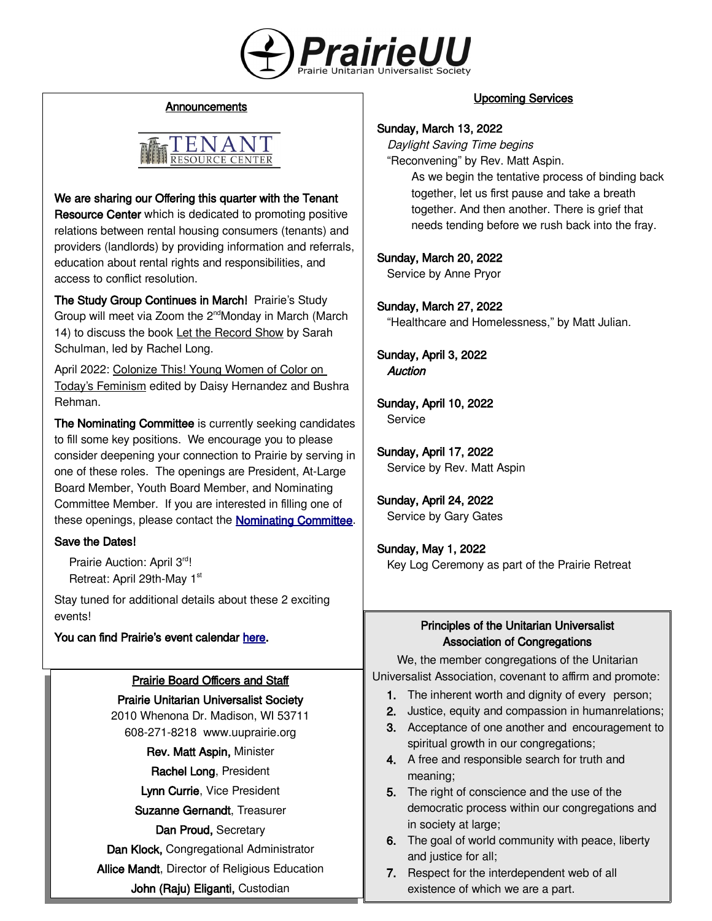# PrairieUU

Prairie Unitarian Universalist Society

## Announcements

TENANT RESOURCE CENTER

**We are sharing our Offering this quarter with the Tenant Resource Center** which is dedicated to promoting positive relations between rental housing consumers (tenants) and providers (landlords) by providing information and referrals, education about rental rights and responsibilities, and access to conflict resolution.

**The Study Group Continues in March!** Prairie's Study Group will meet via Zoom the 2nd Monday in March (March 14) to discuss the book Let the Record Show by Sarah Schulman, led by Rachel Long.

April 2022: Colonize This! Young Women of Color on Today's Feminism edited by Daisy Hernandez and Bushra Rehman.

**The Nominating Committee** is currently seeking candidates to fill some key positions. We encourage you to please consider deepening your connection to Prairie by serving in one of these roles. The openings are President, At-Large Board Member, Youth Board Member, and Nominating Committee Member. If you are interested in filling one of these openings, please contact the Nominating Committee.

**Save the Dates!**

Prairie Auction: April 3rd!
Retreat: April 29th-May 1st

Stay tuned for additional details about these 2 exciting events!

**You can find Prairie's event calendar here.**

## Prairie Board Officers and Staff

**Prairie Unitarian Universalist Society**
2010 Whenona Dr. Madison, WI 53711
608-271-8218 www.uuprairie.org

**Rev. Matt Aspin,** Minister
**Rachel Long**, President
**Lynn Currie**, Vice President
**Suzanne Gernandt**, Treasurer
**Dan Proud,** Secretary
**Dan Klock,** Congregational Administrator
**Allice Mandt**, Director of Religious Education
**John (Raju) Eliganti,** Custodian

## Upcoming Services

**Sunday, March 13, 2022**
*Daylight Saving Time begins*
"Reconvening" by Rev. Matt Aspin.

As we begin the tentative process of binding back together, let us first pause and take a breath together. And then another. There is grief that needs tending before we rush back into the fray.

**Sunday, March 20, 2022**
Service by Anne Pryor

**Sunday, March 27, 2022**
"Healthcare and Homelessness," by Matt Julian.

**Sunday, April 3, 2022**
*Auction*

**Sunday, April 10, 2022**
Service

**Sunday, April 17, 2022**
Service by Rev. Matt Aspin

**Sunday, April 24, 2022**
Service by Gary Gates

**Sunday, May 1, 2022**
Key Log Ceremony as part of the Prairie Retreat

## Principles of the Unitarian Universalist Association of Congregations

We, the member congregations of the Unitarian Universalist Association, covenant to affirm and promote:

1. The inherent worth and dignity of every person;
2. Justice, equity and compassion in humanrelations;
3. Acceptance of one another and encouragement to spiritual growth in our congregations;
4. A free and responsible search for truth and meaning;
5. The right of conscience and the use of the democratic process within our congregations and in society at large;
6. The goal of world community with peace, liberty and justice for all;
7. Respect for the interdependent web of all existence of which we are a part.